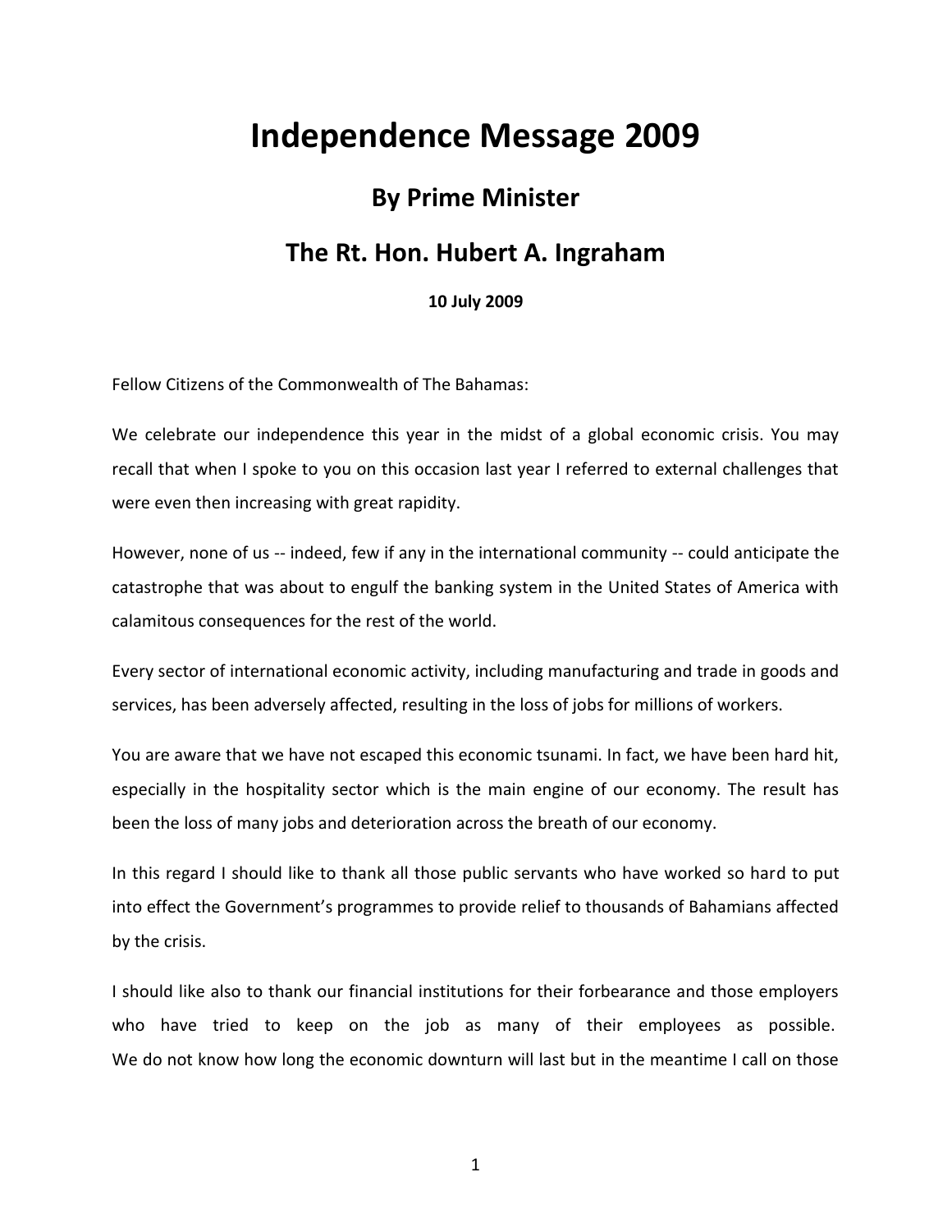# Independence Message 2009

## By Prime Minister

## The Rt. Hon. Hubert A. Ingraham

**10 July 2009**

Fellow Citizens of the Commonwealth of The Bahamas:

We celebrate our independence this year in the midst of a global economic crisis. You may recall that when I spoke to you on this occasion last year I referred to external challenges that were even then increasing with great rapidity.

However, none of us -- indeed, few if any in the international community -- could anticipate the catastrophe that was about to engulf the banking system in the United States of America with calamitous consequences for the rest of the world.

Every sector of international economic activity, including manufacturing and trade in goods and services, has been adversely affected, resulting in the loss of jobs for millions of workers.

You are aware that we have not escaped this economic tsunami. In fact, we have been hard hit, especially in the hospitality sector which is the main engine of our economy. The result has been the loss of many jobs and deterioration across the breath of our economy.

In this regard I should like to thank all those public servants who have worked so hard to put into effect the Government's programmes to provide relief to thousands of Bahamians affected by the crisis.

I should like also to thank our financial institutions for their forbearance and those employers who have tried to keep on the job as many of their employees as possible. We do not know how long the economic downturn will last but in the meantime I call on those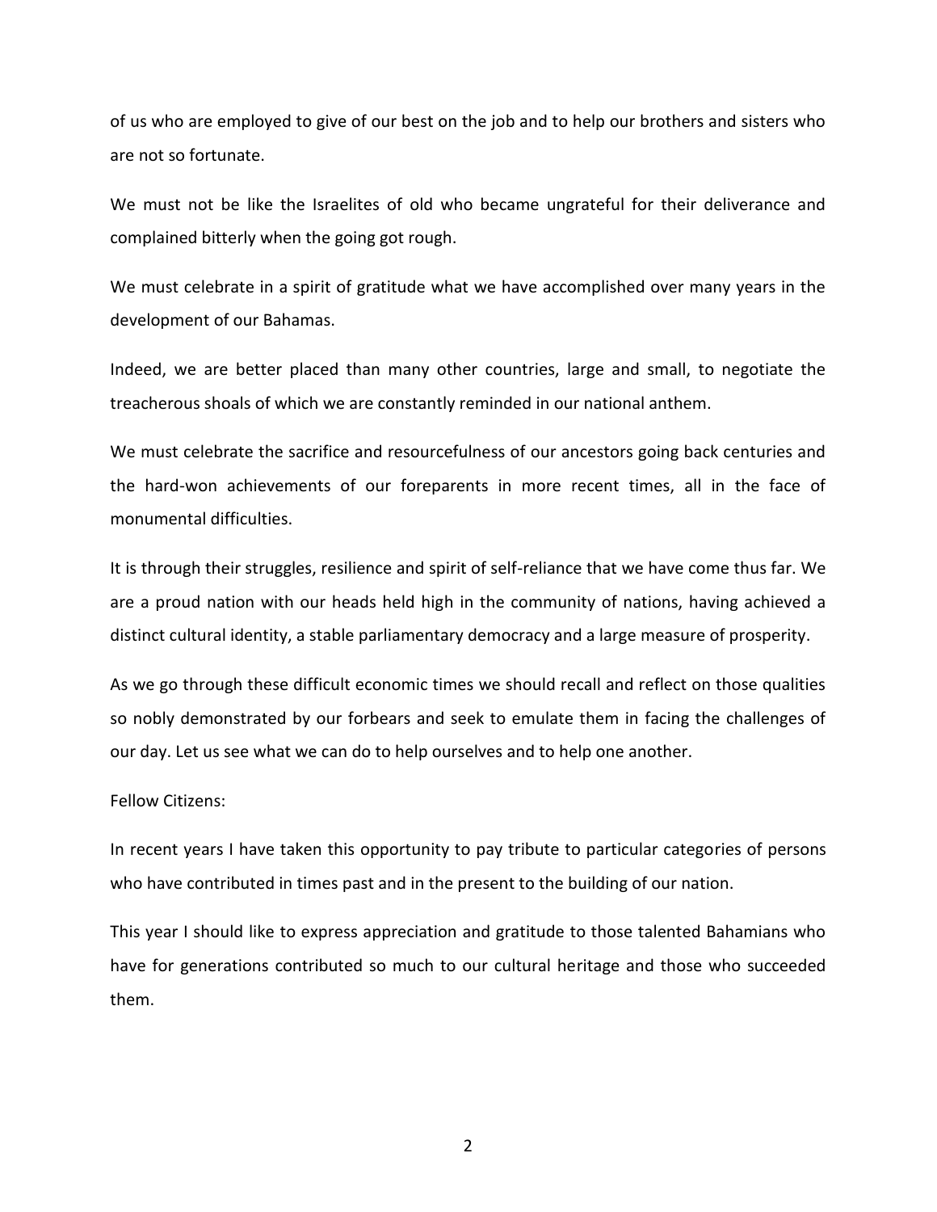of us who are employed to give of our best on the job and to help our brothers and sisters who are not so fortunate.

We must not be like the Israelites of old who became ungrateful for their deliverance and complained bitterly when the going got rough.

We must celebrate in a spirit of gratitude what we have accomplished over many years in the development of our Bahamas.

Indeed, we are better placed than many other countries, large and small, to negotiate the treacherous shoals of which we are constantly reminded in our national anthem.

We must celebrate the sacrifice and resourcefulness of our ancestors going back centuries and the hard-won achievements of our foreparents in more recent times, all in the face of monumental difficulties.

It is through their struggles, resilience and spirit of self-reliance that we have come thus far. We are a proud nation with our heads held high in the community of nations, having achieved a distinct cultural identity, a stable parliamentary democracy and a large measure of prosperity.

As we go through these difficult economic times we should recall and reflect on those qualities so nobly demonstrated by our forbears and seek to emulate them in facing the challenges of our day. Let us see what we can do to help ourselves and to help one another.

Fellow Citizens:

In recent years I have taken this opportunity to pay tribute to particular categories of persons who have contributed in times past and in the present to the building of our nation.

This year I should like to express appreciation and gratitude to those talented Bahamians who have for generations contributed so much to our cultural heritage and those who succeeded them.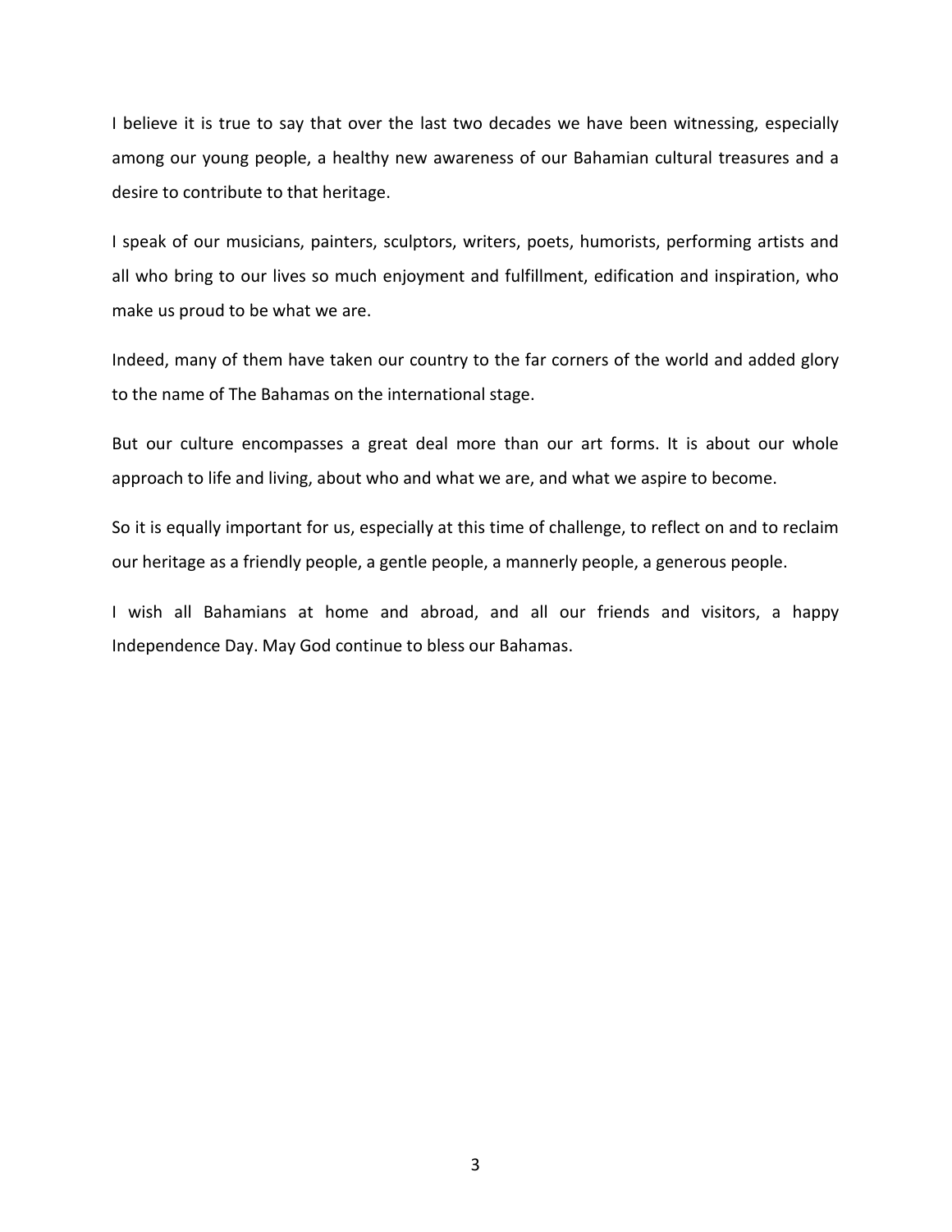I believe it is true to say that over the last two decades we have been witnessing, especially among our young people, a healthy new awareness of our Bahamian cultural treasures and a desire to contribute to that heritage.

I speak of our musicians, painters, sculptors, writers, poets, humorists, performing artists and all who bring to our lives so much enjoyment and fulfillment, edification and inspiration, who make us proud to be what we are.

Indeed, many of them have taken our country to the far corners of the world and added glory to the name of The Bahamas on the international stage.

But our culture encompasses a great deal more than our art forms. It is about our whole approach to life and living, about who and what we are, and what we aspire to become.

So it is equally important for us, especially at this time of challenge, to reflect on and to reclaim our heritage as a friendly people, a gentle people, a mannerly people, a generous people.

I wish all Bahamians at home and abroad, and all our friends and visitors, a happy Independence Day. May God continue to bless our Bahamas.